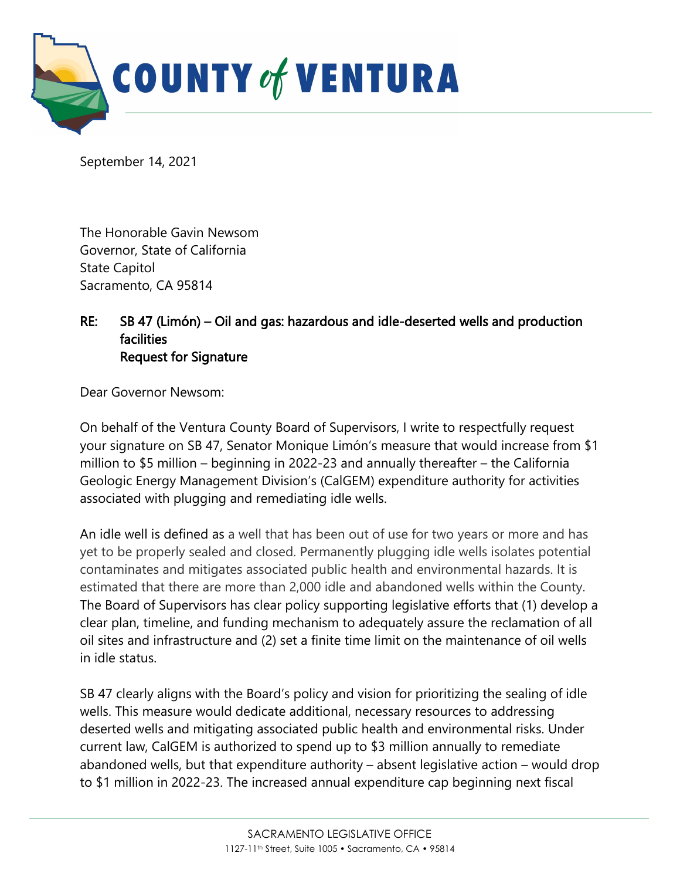# COUNTY of VENTURA

September 14, 2021

The Honorable Gavin Newsom
Governor, State of California
State Capitol
Sacramento, CA 95814

**RE: SB 47 (Limón) – Oil and gas: hazardous and idle-deserted wells and production facilities**
**Request for Signature**

Dear Governor Newsom:

On behalf of the Ventura County Board of Supervisors, I write to respectfully request your signature on SB 47, Senator Monique Limón's measure that would increase from $1 million to $5 million – beginning in 2022-23 and annually thereafter – the California Geologic Energy Management Division's (CalGEM) expenditure authority for activities associated with plugging and remediating idle wells.

An idle well is defined as a well that has been out of use for two years or more and has yet to be properly sealed and closed. Permanently plugging idle wells isolates potential contaminates and mitigates associated public health and environmental hazards. It is estimated that there are more than 2,000 idle and abandoned wells within the County. The Board of Supervisors has clear policy supporting legislative efforts that (1) develop a clear plan, timeline, and funding mechanism to adequately assure the reclamation of all oil sites and infrastructure and (2) set a finite time limit on the maintenance of oil wells in idle status.

SB 47 clearly aligns with the Board's policy and vision for prioritizing the sealing of idle wells. This measure would dedicate additional, necessary resources to addressing deserted wells and mitigating associated public health and environmental risks. Under current law, CalGEM is authorized to spend up to $3 million annually to remediate abandoned wells, but that expenditure authority – absent legislative action – would drop to $1 million in 2022-23. The increased annual expenditure cap beginning next fiscal

SACRAMENTO LEGISLATIVE OFFICE
1127-11th Street, Suite 1005 • Sacramento, CA • 95814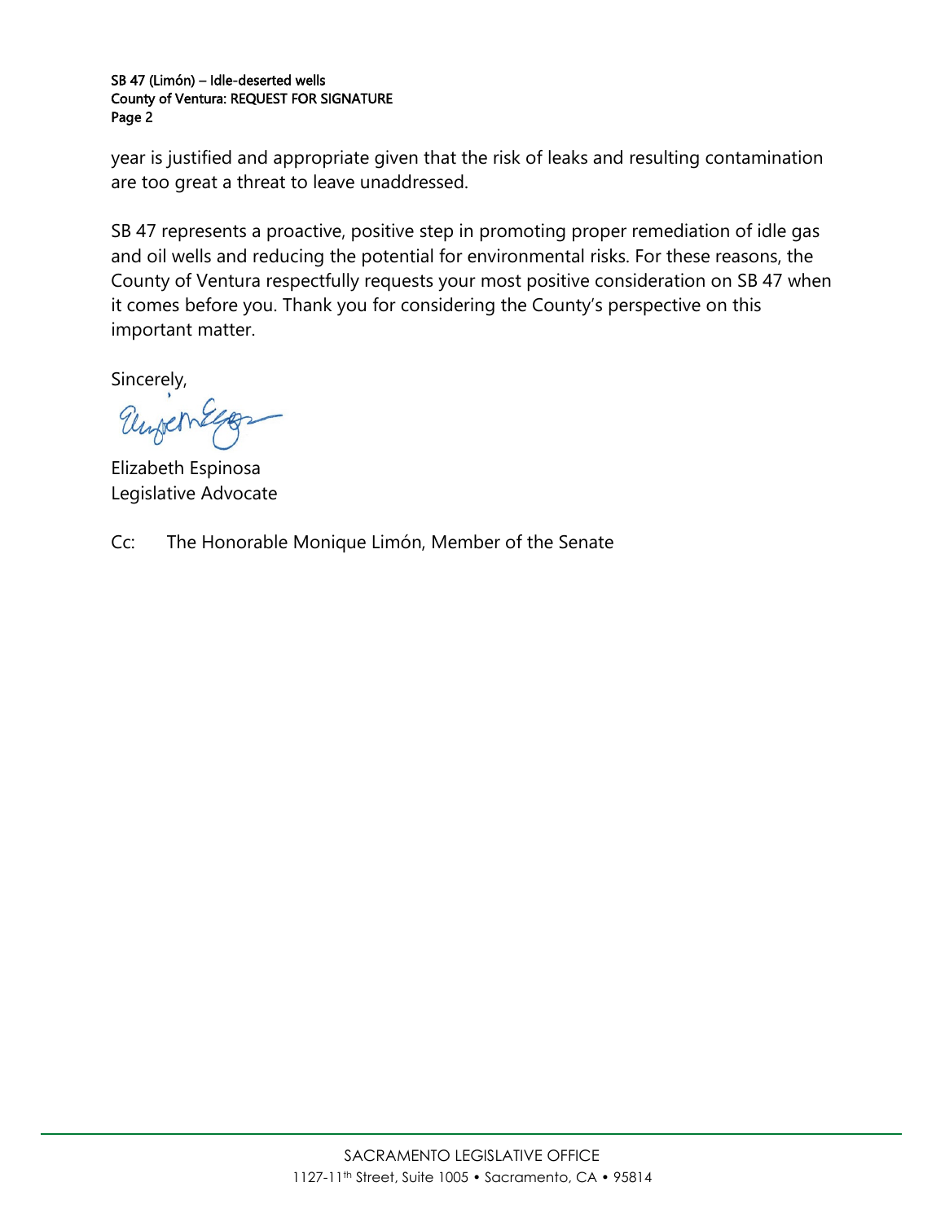year is justified and appropriate given that the risk of leaks and resulting contamination are too great a threat to leave unaddressed.

SB 47 represents a proactive, positive step in promoting proper remediation of idle gas and oil wells and reducing the potential for environmental risks. For these reasons, the County of Ventura respectfully requests your most positive consideration on SB 47 when it comes before you. Thank you for considering the County's perspective on this important matter.

Sincerely,

Elizabeth Espinosa
Legislative Advocate

Cc: The Honorable Monique Limón, Member of the Senate